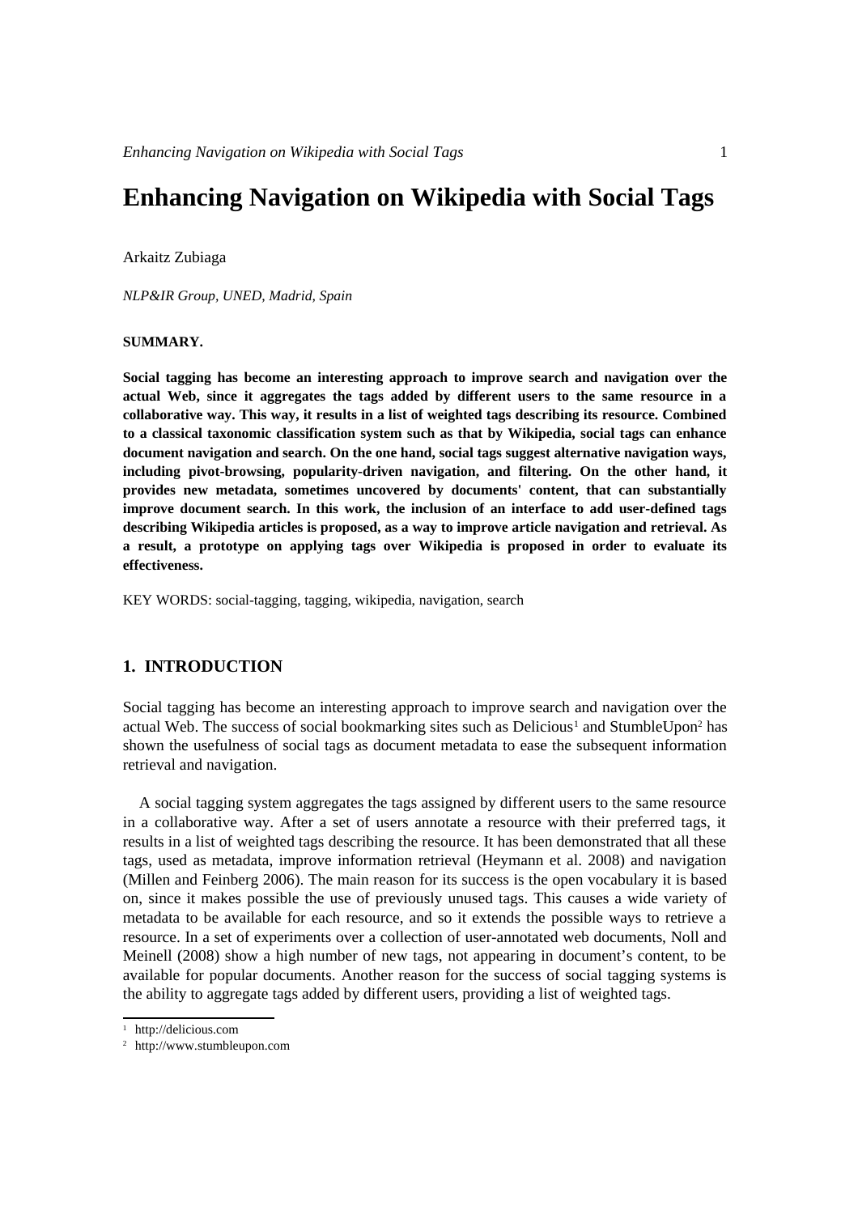# Enhancing Navigation on Wikipedia with Social Tags

Arkaitz Zubiaga

*NLP&IR Group, UNED, Madrid, Spain*

**SUMMARY.**

**Social tagging has become an interesting approach to improve search and navigation over the actual Web, since it aggregates the tags added by different users to the same resource in a collaborative way. This way, it results in a list of weighted tags describing its resource. Combined to a classical taxonomic classification system such as that by Wikipedia, social tags can enhance document navigation and search. On the one hand, social tags suggest alternative navigation ways, including pivot-browsing, popularity-driven navigation, and filtering. On the other hand, it provides new metadata, sometimes uncovered by documents' content, that can substantially improve document search. In this work, the inclusion of an interface to add user-defined tags describing Wikipedia articles is proposed, as a way to improve article navigation and retrieval. As a result, a prototype on applying tags over Wikipedia is proposed in order to evaluate its effectiveness.**

KEY WORDS: social-tagging, tagging, wikipedia, navigation, search

## 1. INTRODUCTION

Social tagging has become an interesting approach to improve search and navigation over the actual Web. The success of social bookmarking sites such as Delicious[1] and StumbleUpon[2] has shown the usefulness of social tags as document metadata to ease the subsequent information retrieval and navigation.

A social tagging system aggregates the tags assigned by different users to the same resource in a collaborative way. After a set of users annotate a resource with their preferred tags, it results in a list of weighted tags describing the resource. It has been demonstrated that all these tags, used as metadata, improve information retrieval (Heymann et al. 2008) and navigation (Millen and Feinberg 2006). The main reason for its success is the open vocabulary it is based on, since it makes possible the use of previously unused tags. This causes a wide variety of metadata to be available for each resource, and so it extends the possible ways to retrieve a resource. In a set of experiments over a collection of user-annotated web documents, Noll and Meinell (2008) show a high number of new tags, not appearing in document's content, to be available for popular documents. Another reason for the success of social tagging systems is the ability to aggregate tags added by different users, providing a list of weighted tags.

[1] http://delicious.com

[2] http://www.stumbleupon.com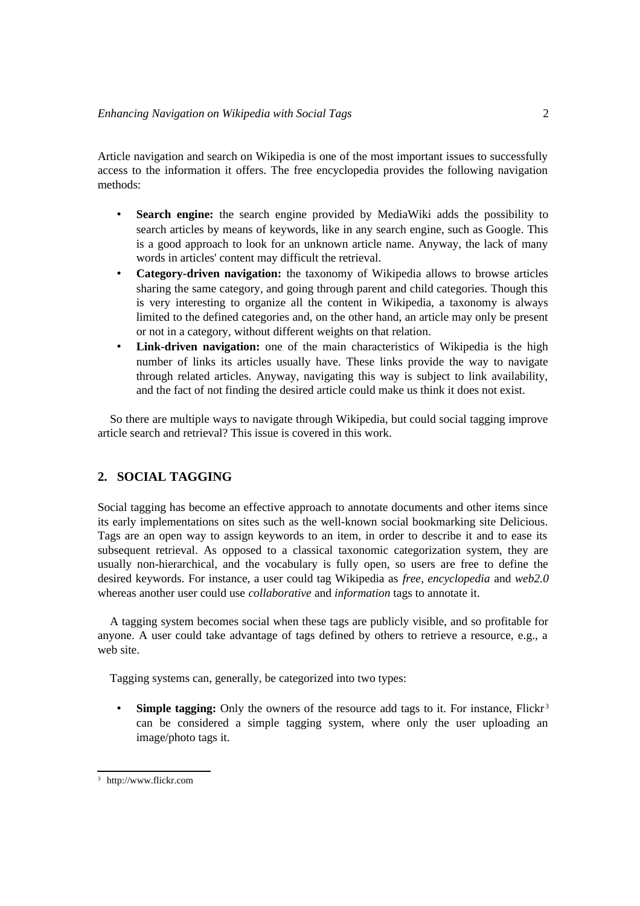Article navigation and search on Wikipedia is one of the most important issues to successfully access to the information it offers. The free encyclopedia provides the following navigation methods:

- **Search engine:** the search engine provided by MediaWiki adds the possibility to search articles by means of keywords, like in any search engine, such as Google. This is a good approach to look for an unknown article name. Anyway, the lack of many words in articles' content may difficult the retrieval.
- **Category-driven navigation:** the taxonomy of Wikipedia allows to browse articles sharing the same category, and going through parent and child categories. Though this is very interesting to organize all the content in Wikipedia, a taxonomy is always limited to the defined categories and, on the other hand, an article may only be present or not in a category, without different weights on that relation.
- **Link-driven navigation:** one of the main characteristics of Wikipedia is the high number of links its articles usually have. These links provide the way to navigate through related articles. Anyway, navigating this way is subject to link availability, and the fact of not finding the desired article could make us think it does not exist.

So there are multiple ways to navigate through Wikipedia, but could social tagging improve article search and retrieval? This issue is covered in this work.

## 2. SOCIAL TAGGING

Social tagging has become an effective approach to annotate documents and other items since its early implementations on sites such as the well-known social bookmarking site Delicious. Tags are an open way to assign keywords to an item, in order to describe it and to ease its subsequent retrieval. As opposed to a classical taxonomic categorization system, they are usually non-hierarchical, and the vocabulary is fully open, so users are free to define the desired keywords. For instance, a user could tag Wikipedia as *free*, *encyclopedia* and *web2.0* whereas another user could use *collaborative* and *information* tags to annotate it.

A tagging system becomes social when these tags are publicly visible, and so profitable for anyone. A user could take advantage of tags defined by others to retrieve a resource, e.g., a web site.

Tagging systems can, generally, be categorized into two types:

- **Simple tagging:** Only the owners of the resource add tags to it. For instance, Flickr[3] can be considered a simple tagging system, where only the user uploading an image/photo tags it.

[3] http://www.flickr.com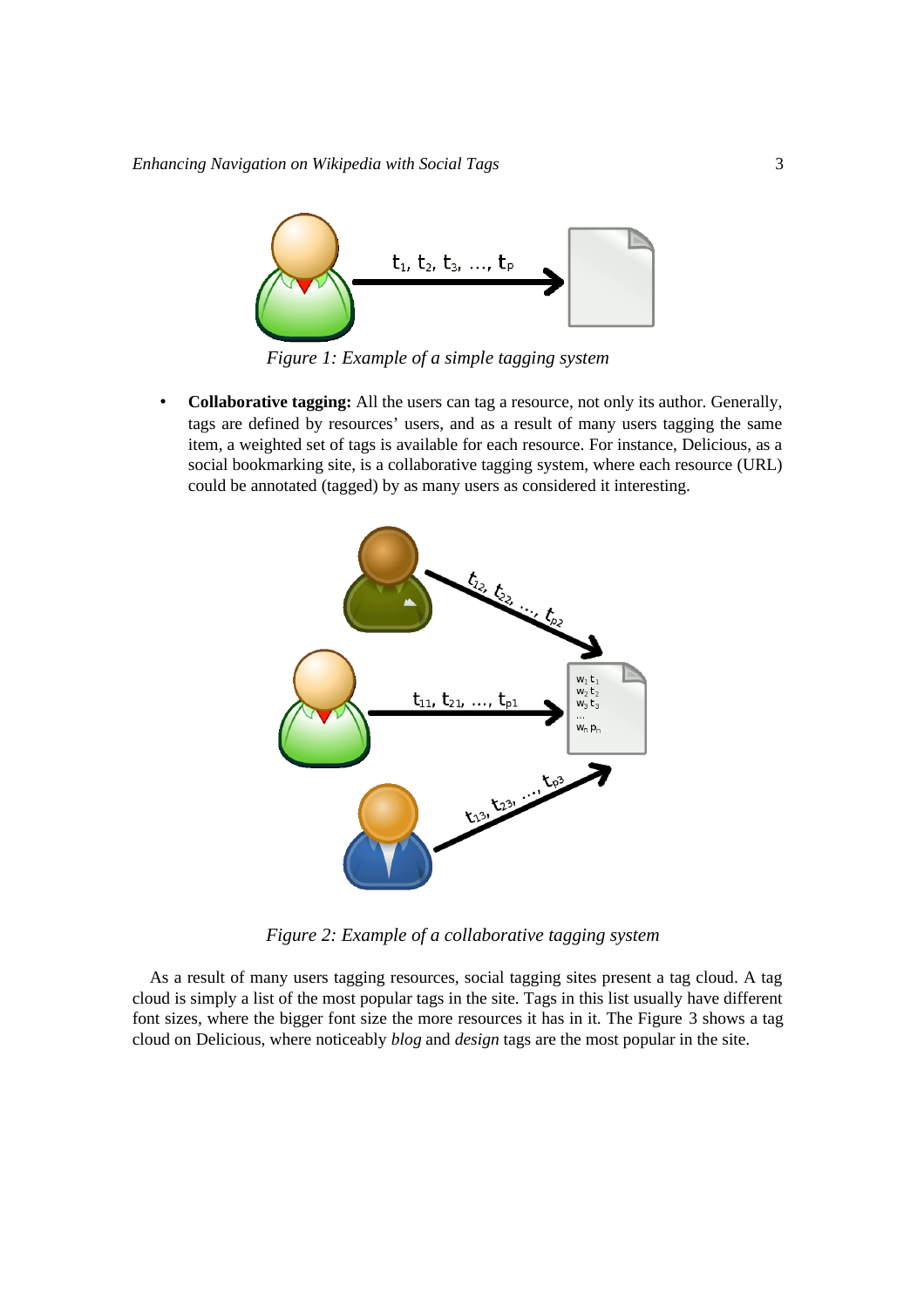Figure 1: Example of a simple tagging system

- **Collaborative tagging:** All the users can tag a resource, not only its author. Generally, tags are defined by resources' users, and as a result of many users tagging the same item, a weighted set of tags is available for each resource. For instance, Delicious, as a social bookmarking site, is a collaborative tagging system, where each resource (URL) could be annotated (tagged) by as many users as considered it interesting.

Figure 2: Example of a collaborative tagging system

As a result of many users tagging resources, social tagging sites present a tag cloud. A tag cloud is simply a list of the most popular tags in the site. Tags in this list usually have different font sizes, where the bigger font size the more resources it has in it. The Figure 3 shows a tag cloud on Delicious, where noticeably *blog* and *design* tags are the most popular in the site.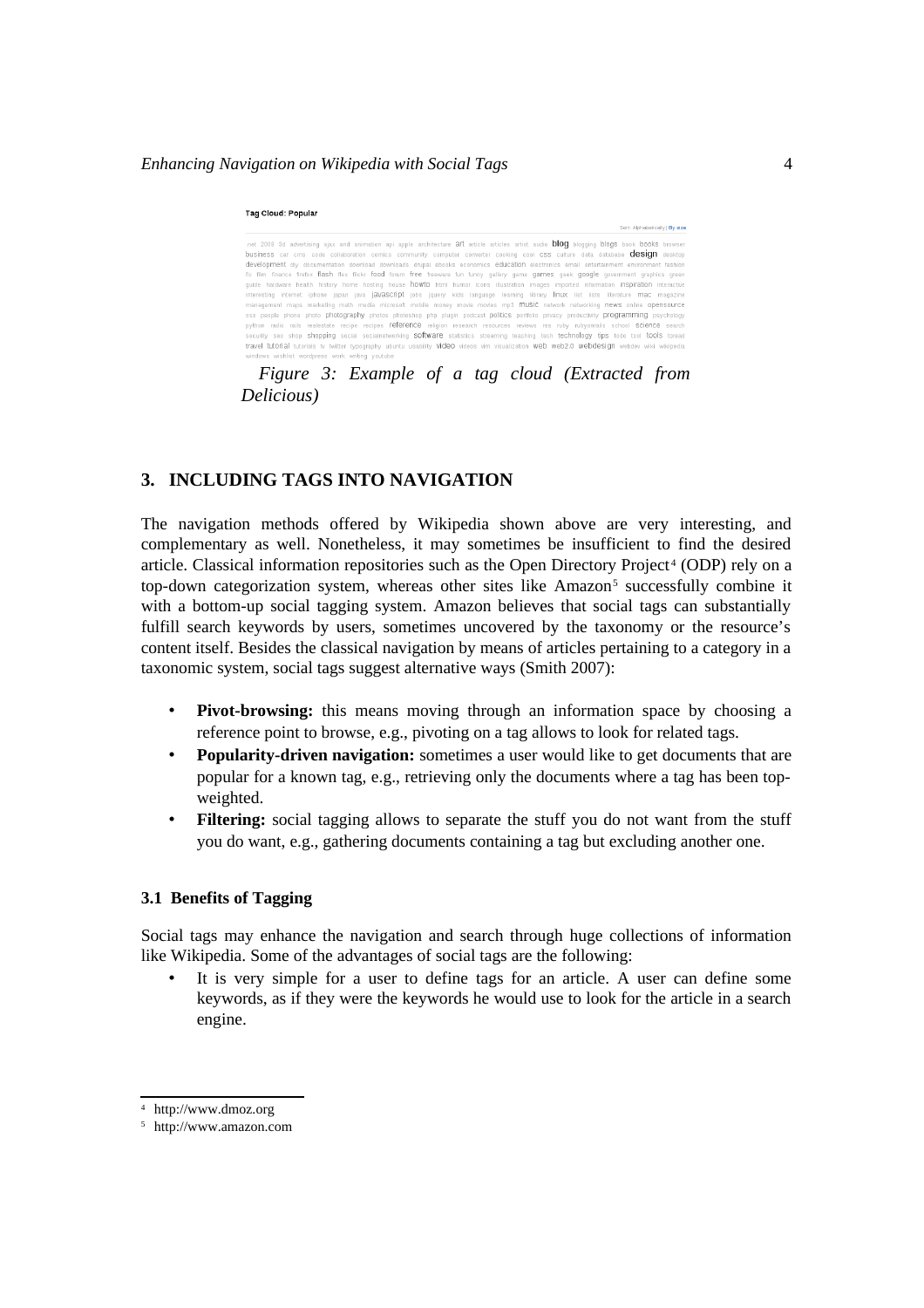*Figure 3: Example of a tag cloud (Extracted from Delicious)*

## 3. INCLUDING TAGS INTO NAVIGATION

The navigation methods offered by Wikipedia shown above are very interesting, and complementary as well. Nonetheless, it may sometimes be insufficient to find the desired article. Classical information repositories such as the Open Directory Project[4] (ODP) rely on a top-down categorization system, whereas other sites like Amazon[5] successfully combine it with a bottom-up social tagging system. Amazon believes that social tags can substantially fulfill search keywords by users, sometimes uncovered by the taxonomy or the resource's content itself. Besides the classical navigation by means of articles pertaining to a category in a taxonomic system, social tags suggest alternative ways (Smith 2007):

- **Pivot-browsing:** this means moving through an information space by choosing a reference point to browse, e.g., pivoting on a tag allows to look for related tags.
- **Popularity-driven navigation:** sometimes a user would like to get documents that are popular for a known tag, e.g., retrieving only the documents where a tag has been top-weighted.
- **Filtering:** social tagging allows to separate the stuff you do not want from the stuff you do want, e.g., gathering documents containing a tag but excluding another one.

### 3.1 Benefits of Tagging

Social tags may enhance the navigation and search through huge collections of information like Wikipedia. Some of the advantages of social tags are the following:

- It is very simple for a user to define tags for an article. A user can define some keywords, as if they were the keywords he would use to look for the article in a search engine.

[4] http://www.dmoz.org

[5] http://www.amazon.com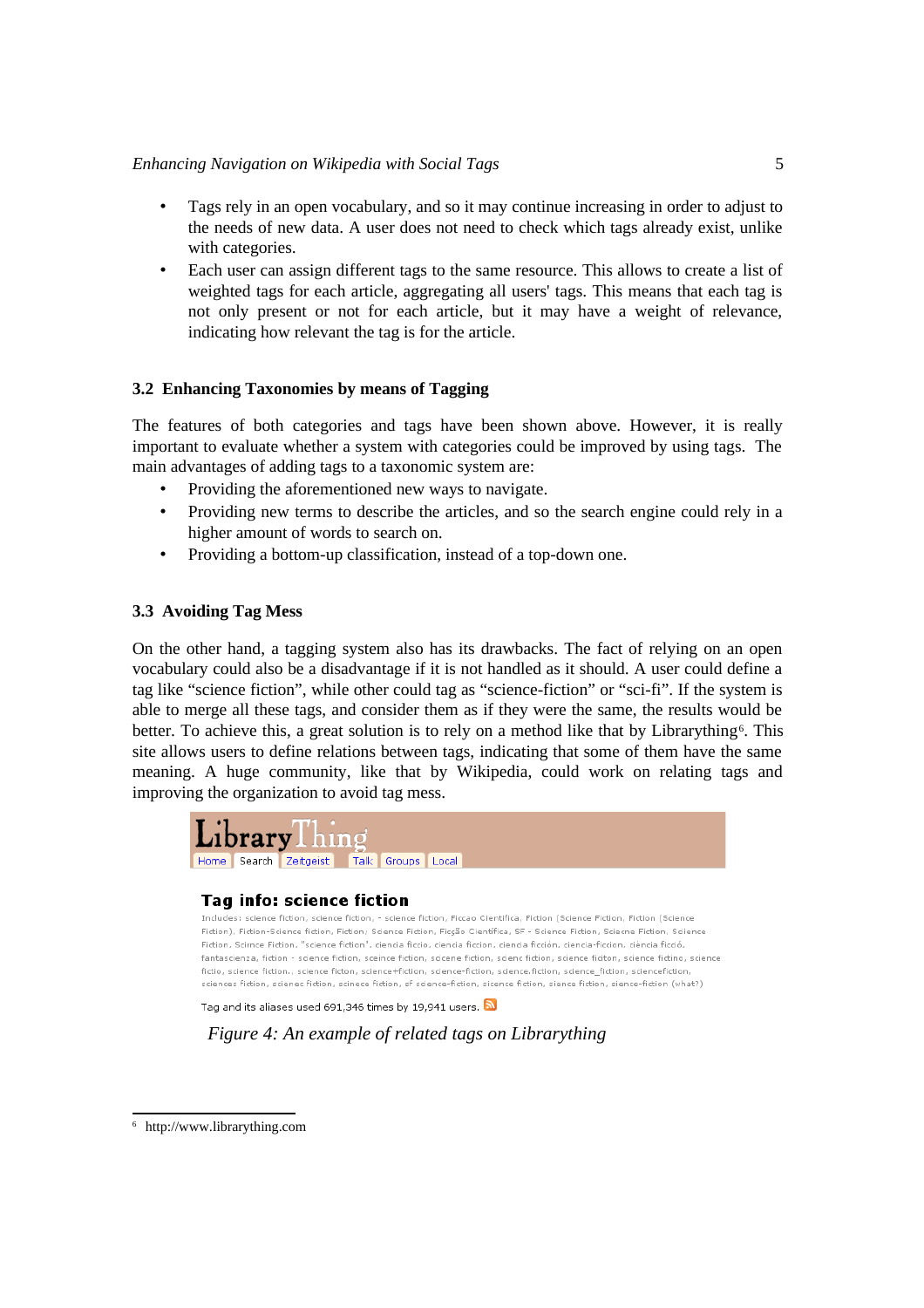- Tags rely in an open vocabulary, and so it may continue increasing in order to adjust to the needs of new data. A user does not need to check which tags already exist, unlike with categories.
- Each user can assign different tags to the same resource. This allows to create a list of weighted tags for each article, aggregating all users' tags. This means that each tag is not only present or not for each article, but it may have a weight of relevance, indicating how relevant the tag is for the article.

### 3.2 Enhancing Taxonomies by means of Tagging

The features of both categories and tags have been shown above. However, it is really important to evaluate whether a system with categories could be improved by using tags. The main advantages of adding tags to a taxonomy system are:

- Providing the aforementioned new ways to navigate.
- Providing new terms to describe the articles, and so the search engine could rely in a higher amount of words to search on.
- Providing a bottom-up classification, instead of a top-down one.

### 3.3 Avoiding Tag Mess

On the other hand, a tagging system also has its drawbacks. The fact of relying on an open vocabulary could also be a disadvantage if it is not handled as it should. A user could define a tag like "science fiction", while other could tag as "science-fiction" or "sci-fi". If the system is able to merge all these tags, and consider them as if they were the same, the results would be better. To achieve this, a great solution is to rely on a method like that by Librarything[6]. This site allows users to define relations between tags, indicating that some of them have the same meaning. A huge community, like that by Wikipedia, could work on relating tags and improving the organization to avoid tag mess.

*Figure 4: An example of related tags on Librarything*

[6] http://www.librarything.com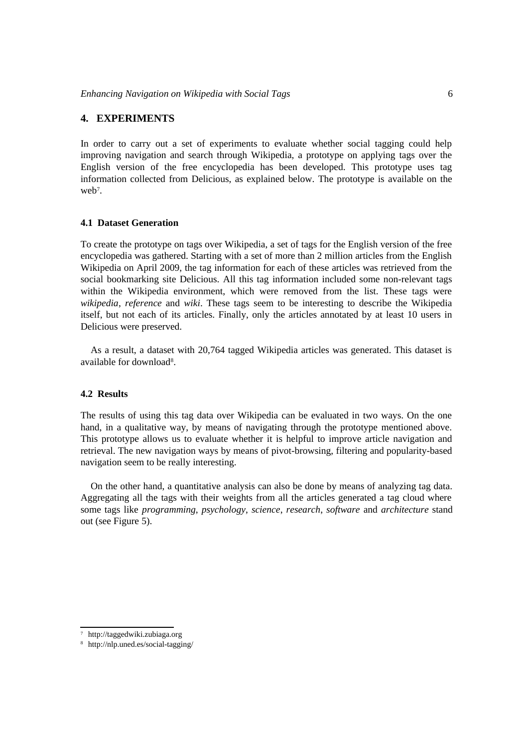## 4. EXPERIMENTS

In order to carry out a set of experiments to evaluate whether social tagging could help improving navigation and search through Wikipedia, a prototype on applying tags over the English version of the free encyclopedia has been developed. This prototype uses tag information collected from Delicious, as explained below. The prototype is available on the web[7].

### 4.1 Dataset Generation

To create the prototype on tags over Wikipedia, a set of tags for the English version of the free encyclopedia was gathered. Starting with a set of more than 2 million articles from the English Wikipedia on April 2009, the tag information for each of these articles was retrieved from the social bookmarking site Delicious. All this tag information included some non-relevant tags within the Wikipedia environment, which were removed from the list. These tags were *wikipedia*, *reference* and *wiki*. These tags seem to be interesting to describe the Wikipedia itself, but not each of its articles. Finally, only the articles annotated by at least 10 users in Delicious were preserved.

As a result, a dataset with 20,764 tagged Wikipedia articles was generated. This dataset is available for download[8].

### 4.2 Results

The results of using this tag data over Wikipedia can be evaluated in two ways. On the one hand, in a qualitative way, by means of navigating through the prototype mentioned above. This prototype allows us to evaluate whether it is helpful to improve article navigation and retrieval. The new navigation ways by means of pivot-browsing, filtering and popularity-based navigation seem to be really interesting.

On the other hand, a quantitative analysis can also be done by means of analyzing tag data. Aggregating all the tags with their weights from all the articles generated a tag cloud where some tags like *programming*, *psychology*, *science*, *research*, *software* and *architecture* stand out (see Figure 5).

[7] http://taggedwiki.zubiaga.org

[8] http://nlp.uned.es/social-tagging/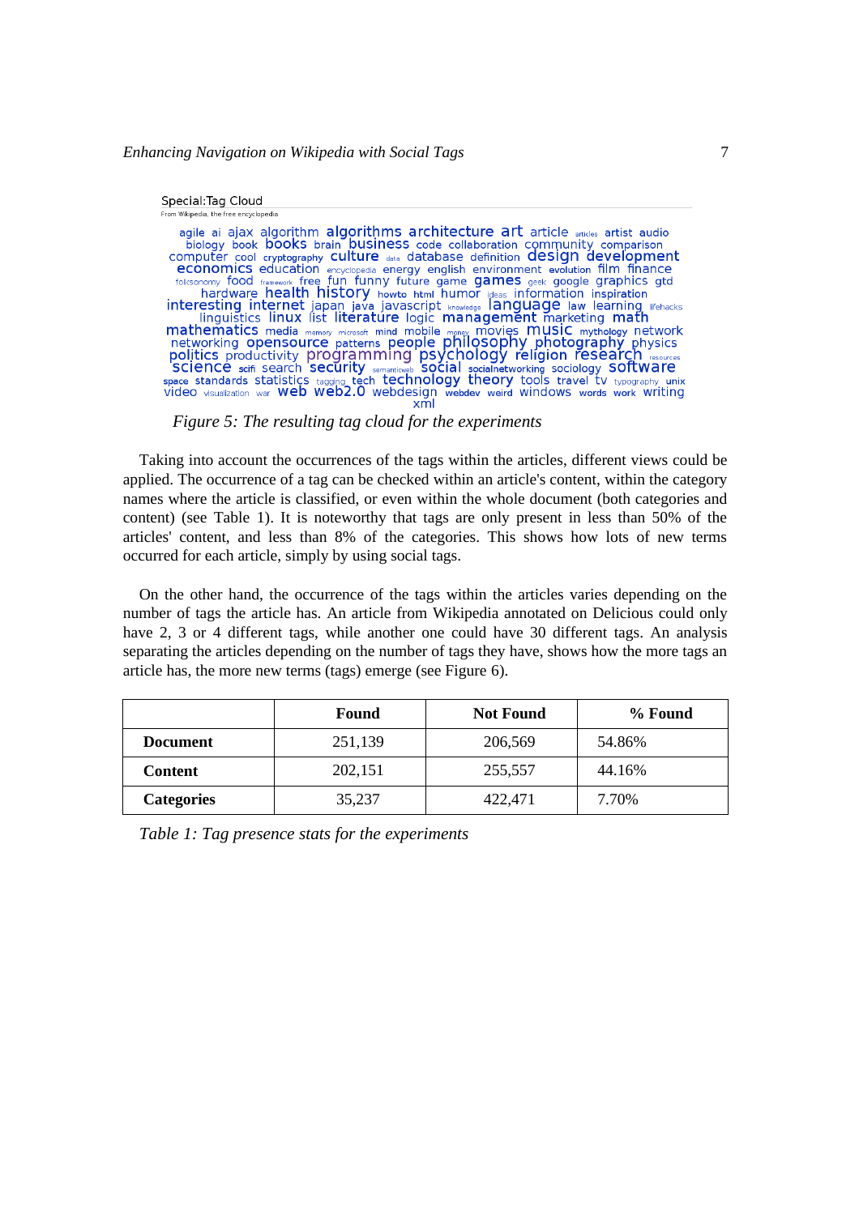Special:Tag Cloud

From Wikipedia, the free encyclopedia

agile ai ajax algorithm algorithms architecture art article articles artist audio biology book books brain business code collaboration community comparison computer cool cryptography culture data database definition design development economics education encyclopedia energy english environment evolution film finance folksonomy food framework free fun funny future game games geek google graphics gtd hardware health history howto html humor ideas information inspiration interesting internet japan java javascript knowledge language law learning lifehacks linguistics linux list literature logic management marketing math mathematics media memory microsoft mind mobile money movies music mythology network networking opensource patterns people philosophy photography physics politics productivity programming psychology religion research resources science scifi search security semanticweb social socialnetworking sociology software space standards statistics tagging tech technology theory tools travel tv typography unix video visualization war web web2.0 webdesign webdev weird windows words work writing xml

*Figure 5: The resulting tag cloud for the experiments*

Taking into account the occurrences of the tags within the articles, different views could be applied. The occurrence of a tag can be checked within an article's content, within the category names where the article is classified, or even within the whole document (both categories and content) (see Table 1). It is noteworthy that tags are only present in less than 50% of the articles' content, and less than 8% of the categories. This shows how lots of new terms occurred for each article, simply by using social tags.

On the other hand, the occurrence of the tags within the articles varies depending on the number of tags the article has. An article from Wikipedia annotated on Delicious could only have 2, 3 or 4 different tags, while another one could have 30 different tags. An analysis separating the articles depending on the number of tags they have, shows how the more tags an article has, the more new terms (tags) emerge (see Figure 6).

| | Found | Not Found | % Found |
|---|---|---|---|
| **Document** | 251,139 | 206,569 | 54.86% |
| **Content** | 202,151 | 255,557 | 44.16% |
| **Categories** | 35,237 | 422,471 | 7.70% |

*Table 1: Tag presence stats for the experiments*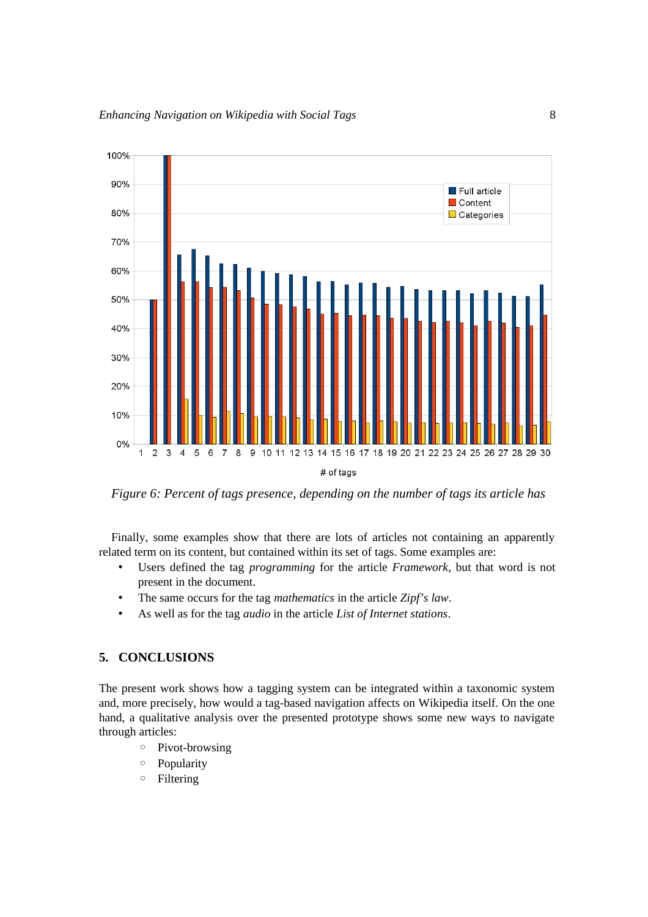Figure 6: Percent of tags presence, depending on the number of tags its article has

Finally, some examples show that there are lots of articles not containing an apparently related term on its content, but contained within its set of tags. Some examples are:

- Users defined the tag *programming* for the article *Framework*, but that word is not present in the document.
- The same occurs for the tag *mathematics* in the article *Zipf's law*.
- As well as for the tag *audio* in the article *List of Internet stations*.

## 5. CONCLUSIONS

The present work shows how a tagging system can be integrated within a taxonomic system and, more precisely, how would a tag-based navigation affects on Wikipedia itself. On the one hand, a qualitative analysis over the presented prototype shows some new ways to navigate through articles:

- Pivot-browsing
- Popularity
- Filtering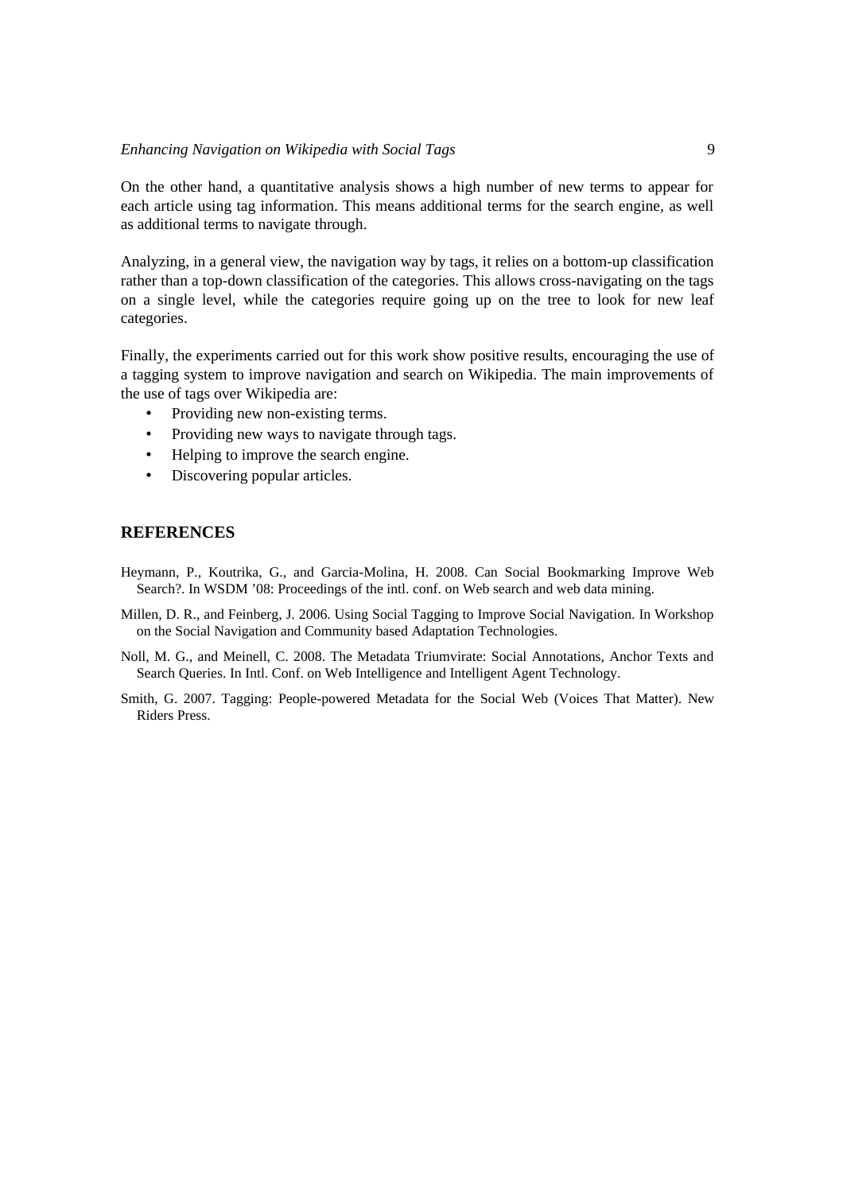On the other hand, a quantitative analysis shows a high number of new terms to appear for each article using tag information. This means additional terms for the search engine, as well as additional terms to navigate through.

Analyzing, in a general view, the navigation way by tags, it relies on a bottom-up classification rather than a top-down classification of the categories. This allows cross-navigating on the tags on a single level, while the categories require going up on the tree to look for new leaf categories.

Finally, the experiments carried out for this work show positive results, encouraging the use of a tagging system to improve navigation and search on Wikipedia. The main improvements of the use of tags over Wikipedia are:

- Providing new non-existing terms.
- Providing new ways to navigate through tags.
- Helping to improve the search engine.
- Discovering popular articles.

## REFERENCES

Heymann, P., Koutrika, G., and Garcia-Molina, H. 2008. Can Social Bookmarking Improve Web Search?. In WSDM '08: Proceedings of the intl. conf. on Web search and web data mining.

Millen, D. R., and Feinberg, J. 2006. Using Social Tagging to Improve Social Navigation. In Workshop on the Social Navigation and Community based Adaptation Technologies.

Noll, M. G., and Meinell, C. 2008. The Metadata Triumvirate: Social Annotations, Anchor Texts and Search Queries. In Intl. Conf. on Web Intelligence and Intelligent Agent Technology.

Smith, G. 2007. Tagging: People-powered Metadata for the Social Web (Voices That Matter). New Riders Press.